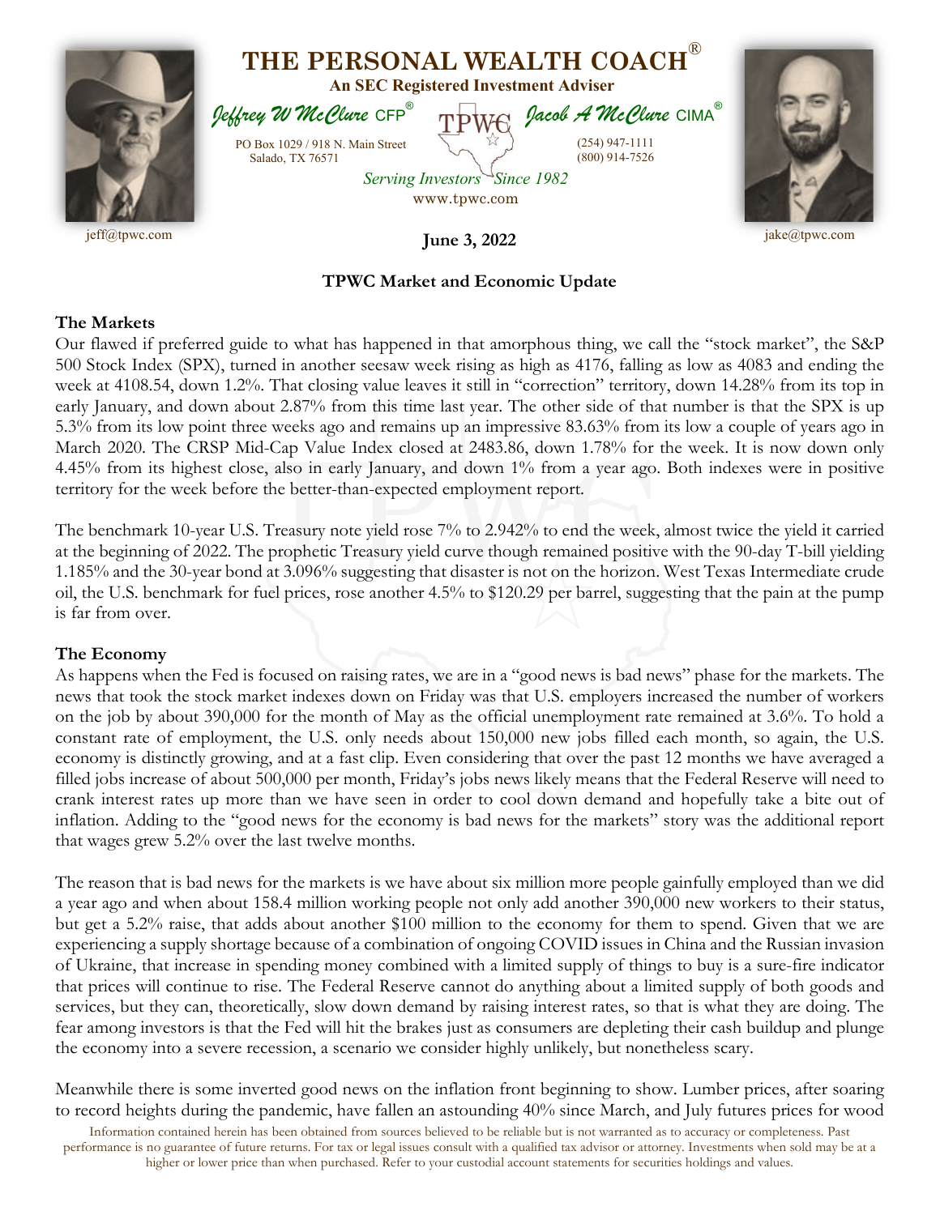# THE PERSONAL WEALTH COACH®

**An SEC Registered Investment Adviser**

*Jeffrey W McClure* CFP® | *Jacob A McClure* CIMA®

PO Box 1029 / 918 N. Main Street
Salado, TX 76571

(254) 947-1111
(800) 914-7526

*Serving Investors Since 1982*

www.tpwc.com

jeff@tpwc.com | jake@tpwc.com

**June 3, 2022**

## TPWC Market and Economic Update

### The Markets

Our flawed if preferred guide to what has happened in that amorphous thing, we call the "stock market", the S&P 500 Stock Index (SPX), turned in another seesaw week rising as high as 4176, falling as low as 4083 and ending the week at 4108.54, down 1.2%. That closing value leaves it still in "correction" territory, down 14.28% from its top in early January, and down about 2.87% from this time last year. The other side of that number is that the SPX is up 5.3% from its low point three weeks ago and remains up an impressive 83.63% from its low a couple of years ago in March 2020. The CRSP Mid-Cap Value Index closed at 2483.86, down 1.78% for the week. It is now down only 4.45% from its highest close, also in early January, and down 1% from a year ago. Both indexes were in positive territory for the week before the better-than-expected employment report.

The benchmark 10-year U.S. Treasury note yield rose 7% to 2.942% to end the week, almost twice the yield it carried at the beginning of 2022. The prophetic Treasury yield curve though remained positive with the 90-day T-bill yielding 1.185% and the 30-year bond at 3.096% suggesting that disaster is not on the horizon. West Texas Intermediate crude oil, the U.S. benchmark for fuel prices, rose another 4.5% to $120.29 per barrel, suggesting that the pain at the pump is far from over.

### The Economy

As happens when the Fed is focused on raising rates, we are in a "good news is bad news" phase for the markets. The news that took the stock market indexes down on Friday was that U.S. employers increased the number of workers on the job by about 390,000 for the month of May as the official unemployment rate remained at 3.6%. To hold a constant rate of employment, the U.S. only needs about 150,000 new jobs filled each month, so again, the U.S. economy is distinctly growing, and at a fast clip. Even considering that over the past 12 months we have averaged a filled jobs increase of about 500,000 per month, Friday's jobs news likely means that the Federal Reserve will need to crank interest rates up more than we have seen in order to cool down demand and hopefully take a bite out of inflation. Adding to the "good news for the economy is bad news for the markets" story was the additional report that wages grew 5.2% over the last twelve months.

The reason that is bad news for the markets is we have about six million more people gainfully employed than we did a year ago and when about 158.4 million working people not only add another 390,000 new workers to their status, but get a 5.2% raise, that adds about another $100 million to the economy for them to spend. Given that we are experiencing a supply shortage because of a combination of ongoing COVID issues in China and the Russian invasion of Ukraine, that increase in spending money combined with a limited supply of things to buy is a sure-fire indicator that prices will continue to rise. The Federal Reserve cannot do anything about a limited supply of both goods and services, but they can, theoretically, slow down demand by raising interest rates, so that is what they are doing. The fear among investors is that the Fed will hit the brakes just as consumers are depleting their cash buildup and plunge the economy into a severe recession, a scenario we consider highly unlikely, but nonetheless scary.

Meanwhile there is some inverted good news on the inflation front beginning to show. Lumber prices, after soaring to record heights during the pandemic, have fallen an astounding 40% since March, and July futures prices for wood

Information contained herein has been obtained from sources believed to be reliable but is not warranted as to accuracy or completeness. Past performance is no guarantee of future returns. For tax or legal issues consult with a qualified tax advisor or attorney. Investments when sold may be at a higher or lower price than when purchased. Refer to your custodial account statements for securities holdings and values.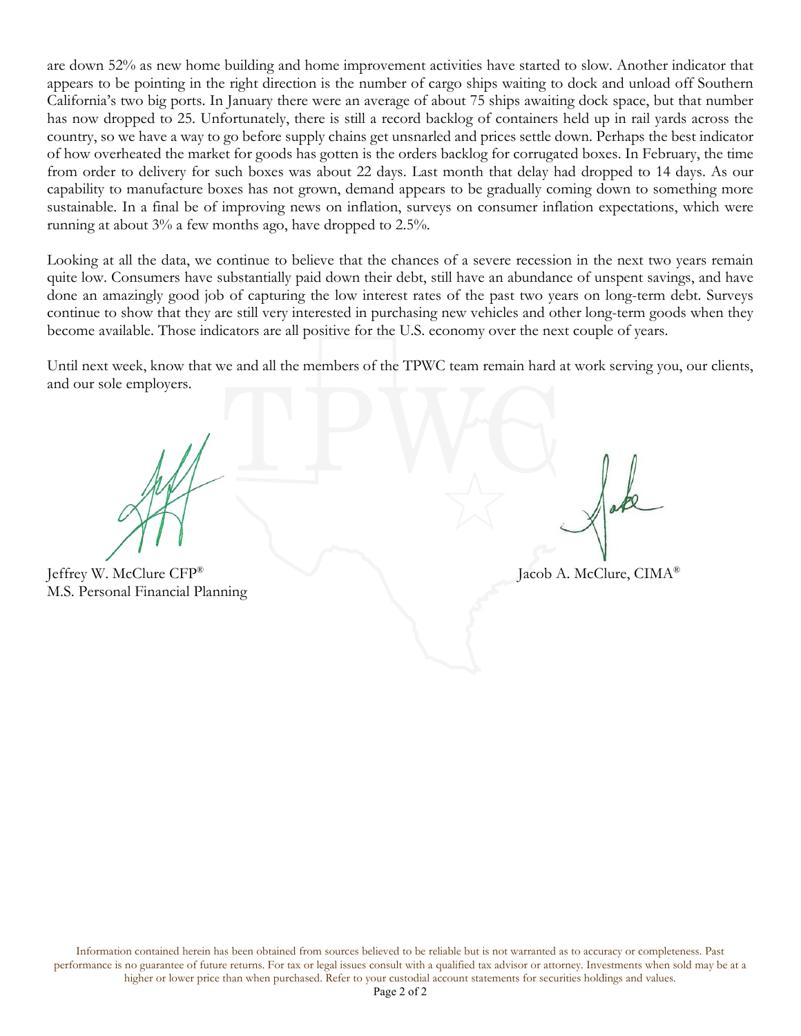are down 52% as new home building and home improvement activities have started to slow. Another indicator that appears to be pointing in the right direction is the number of cargo ships waiting to dock and unload off Southern California's two big ports. In January there were an average of about 75 ships awaiting dock space, but that number has now dropped to 25. Unfortunately, there is still a record backlog of containers held up in rail yards across the country, so we have a way to go before supply chains get unsnarled and prices settle down. Perhaps the best indicator of how overheated the market for goods has gotten is the orders backlog for corrugated boxes. In February, the time from order to delivery for such boxes was about 22 days. Last month that delay had dropped to 14 days. As our capability to manufacture boxes has not grown, demand appears to be gradually coming down to something more sustainable. In a final be of improving news on inflation, surveys on consumer inflation expectations, which were running at about 3% a few months ago, have dropped to 2.5%.

Looking at all the data, we continue to believe that the chances of a severe recession in the next two years remain quite low. Consumers have substantially paid down their debt, still have an abundance of unspent savings, and have done an amazingly good job of capturing the low interest rates of the past two years on long-term debt. Surveys continue to show that they are still very interested in purchasing new vehicles and other long-term goods when they become available. Those indicators are all positive for the U.S. economy over the next couple of years.

Until next week, know that we and all the members of the TPWC team remain hard at work serving you, our clients, and our sole employers.

Jeffrey W. McClure CFP®
M.S. Personal Financial Planning

Jacob A. McClure, CIMA®

Information contained herein has been obtained from sources believed to be reliable but is not warranted as to accuracy or completeness. Past performance is no guarantee of future returns. For tax or legal issues consult with a qualified tax advisor or attorney. Investments when sold may be at a higher or lower price than when purchased. Refer to your custodial account statements for securities holdings and values.